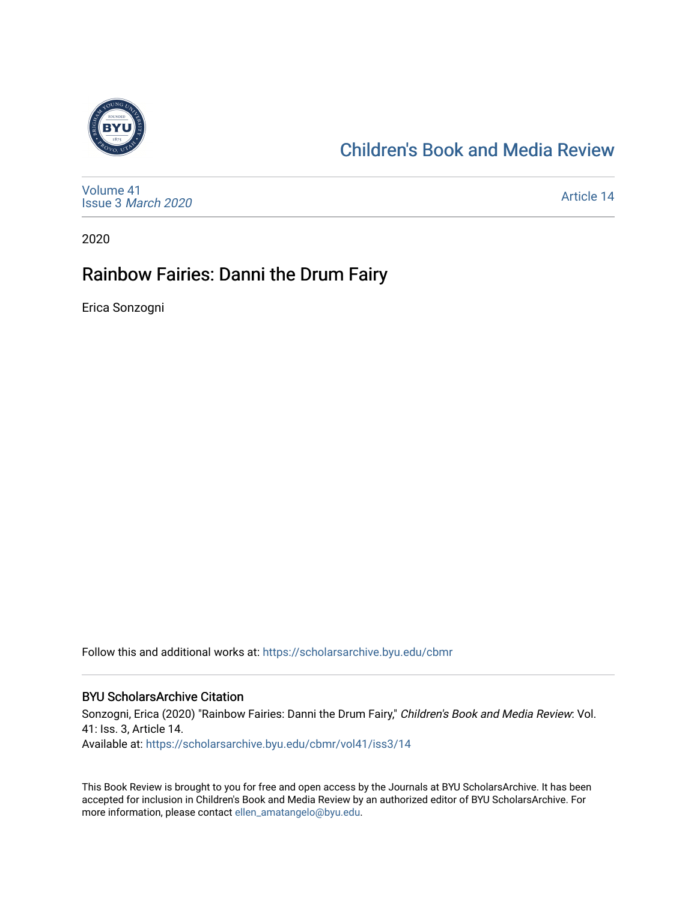Children's Book and Media Review

Volume 41
Issue 3 *March 2020*

Article 14

2020

# Rainbow Fairies: Danni the Drum Fairy

Erica Sonzogni

Follow this and additional works at: https://scholarsarchive.byu.edu/cbmr

## BYU ScholarsArchive Citation

Sonzogni, Erica (2020) "Rainbow Fairies: Danni the Drum Fairy," *Children's Book and Media Review*: Vol. 41: Iss. 3, Article 14.
Available at: https://scholarsarchive.byu.edu/cbmr/vol41/iss3/14

This Book Review is brought to you for free and open access by the Journals at BYU ScholarsArchive. It has been accepted for inclusion in Children's Book and Media Review by an authorized editor of BYU ScholarsArchive. For more information, please contact ellen_amatangelo@byu.edu.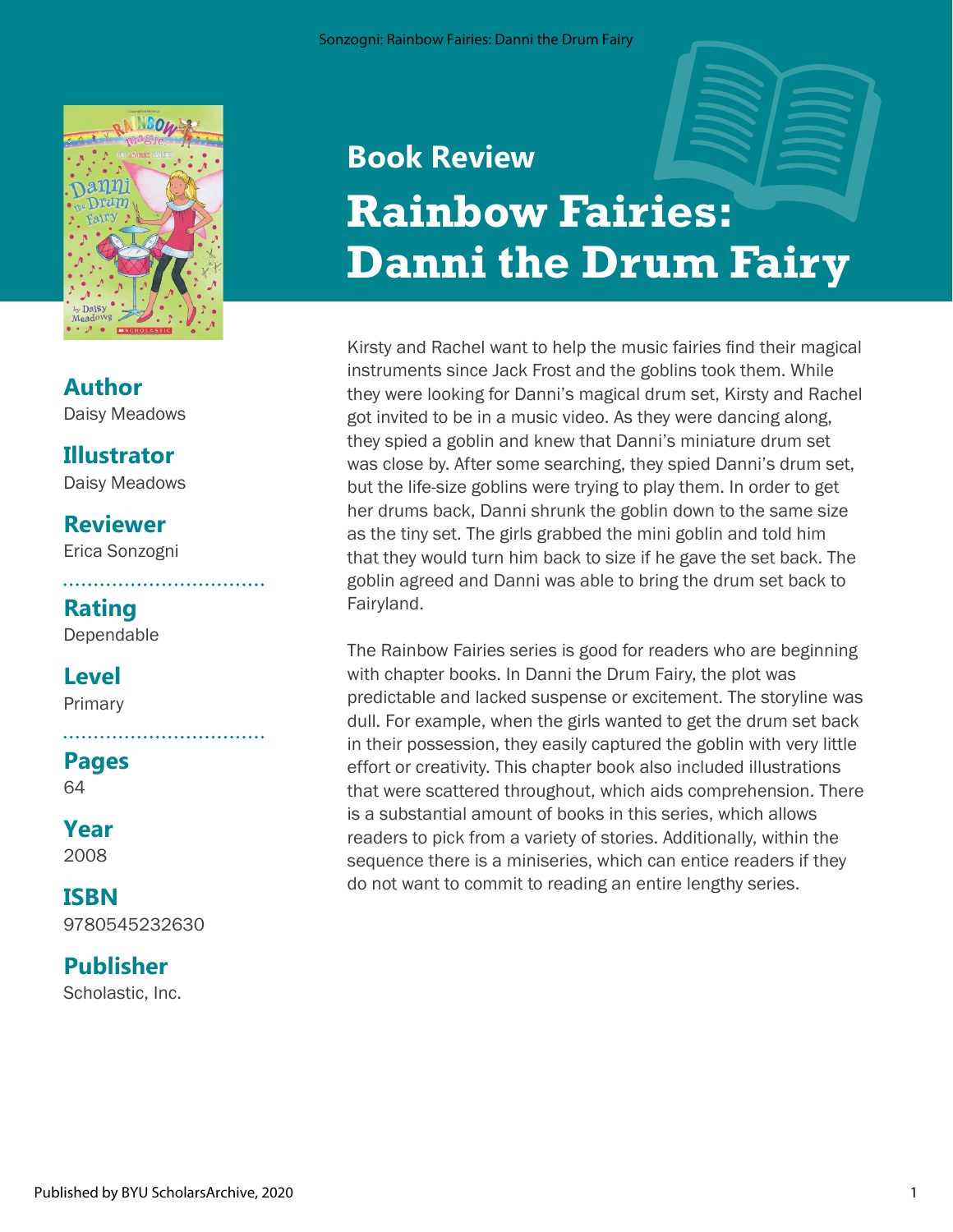## Book Review

# Rainbow Fairies: Danni the Drum Fairy

**Author**
Daisy Meadows

**Illustrator**
Daisy Meadows

**Reviewer**
Erica Sonzogni

**Rating**
Dependable

**Level**
Primary

**Pages**
64

**Year**
2008

**ISBN**
9780545232630

**Publisher**
Scholastic, Inc.

Kirsty and Rachel want to help the music fairies find their magical instruments since Jack Frost and the goblins took them. While they were looking for Danni's magical drum set, Kirsty and Rachel got invited to be in a music video. As they were dancing along, they spied a goblin and knew that Danni's miniature drum set was close by. After some searching, they spied Danni's drum set, but the life-size goblins were trying to play them. In order to get her drums back, Danni shrunk the goblin down to the same size as the tiny set. The girls grabbed the mini goblin and told him that they would turn him back to size if he gave the set back. The goblin agreed and Danni was able to bring the drum set back to Fairyland.

The Rainbow Fairies series is good for readers who are beginning with chapter books. In Danni the Drum Fairy, the plot was predictable and lacked suspense or excitement. The storyline was dull. For example, when the girls wanted to get the drum set back in their possession, they easily captured the goblin with very little effort or creativity. This chapter book also included illustrations that were scattered throughout, which aids comprehension. There is a substantial amount of books in this series, which allows readers to pick from a variety of stories. Additionally, within the sequence there is a miniseries, which can entice readers if they do not want to commit to reading an entire lengthy series.